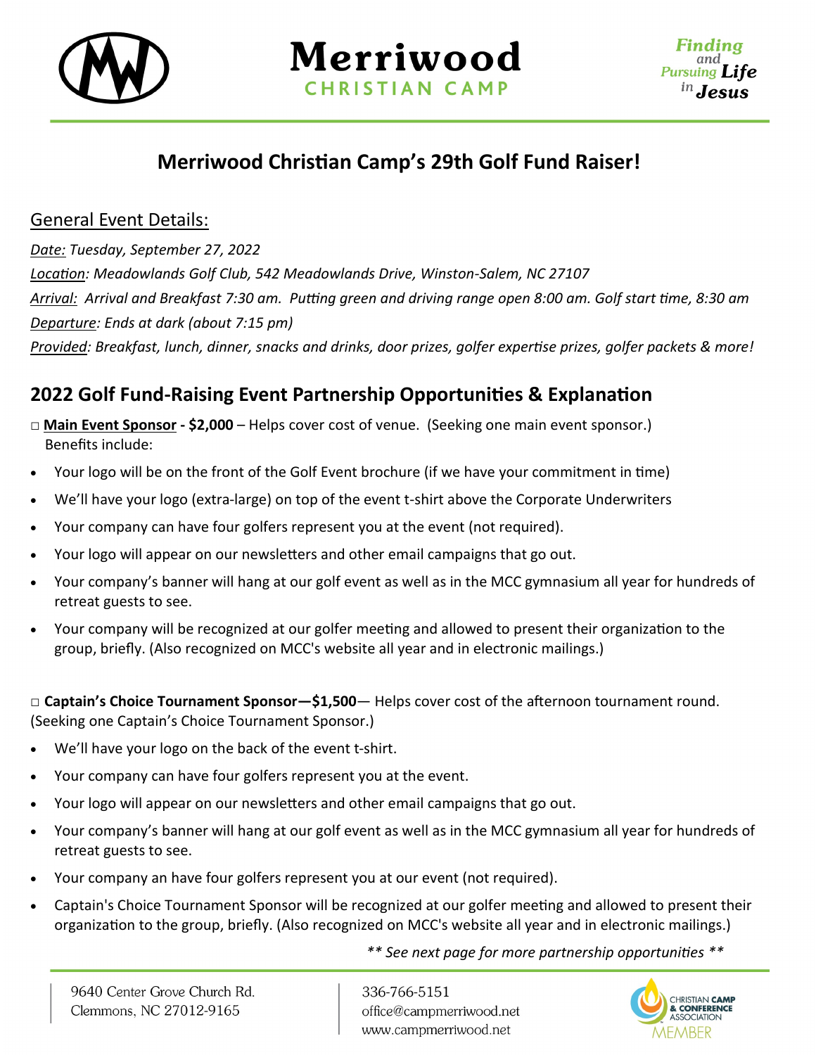# Merriwood CHRISTIAN CAMP

*Finding and Pursuing Life in Jesus*

## Merriwood Christian Camp's 29th Golf Fund Raiser!

### General Event Details:

*Date: Tuesday, September 27, 2022*

*Location: Meadowlands Golf Club, 542 Meadowlands Drive, Winston-Salem, NC 27107*

*Arrival: Arrival and Breakfast 7:30 am. Putting green and driving range open 8:00 am. Golf start time, 8:30 am*

*Departure: Ends at dark (about 7:15 pm)*

*Provided: Breakfast, lunch, dinner, snacks and drinks, door prizes, golfer expertise prizes, golfer packets & more!*

## 2022 Golf Fund-Raising Event Partnership Opportunities & Explanation

□ **Main Event Sponsor - $2,000** – Helps cover cost of venue. (Seeking one main event sponsor.)
Benefits include:

- Your logo will be on the front of the Golf Event brochure (if we have your commitment in time)
- We'll have your logo (extra-large) on top of the event t-shirt above the Corporate Underwriters
- Your company can have four golfers represent you at the event (not required).
- Your logo will appear on our newsletters and other email campaigns that go out.
- Your company's banner will hang at our golf event as well as in the MCC gymnasium all year for hundreds of retreat guests to see.
- Your company will be recognized at our golfer meeting and allowed to present their organization to the group, briefly. (Also recognized on MCC's website all year and in electronic mailings.)

□ **Captain's Choice Tournament Sponsor—$1,500**— Helps cover cost of the afternoon tournament round. (Seeking one Captain's Choice Tournament Sponsor.)

- We'll have your logo on the back of the event t-shirt.
- Your company can have four golfers represent you at the event.
- Your logo will appear on our newsletters and other email campaigns that go out.
- Your company's banner will hang at our golf event as well as in the MCC gymnasium all year for hundreds of retreat guests to see.
- Your company an have four golfers represent you at our event (not required).
- Captain's Choice Tournament Sponsor will be recognized at our golfer meeting and allowed to present their organization to the group, briefly. (Also recognized on MCC's website all year and in electronic mailings.)

*** See next page for more partnership opportunities ***

9640 Center Grove Church Rd.
Clemmons, NC 27012-9165

336-766-5151
office@campmerriwood.net
www.campmerriwood.net

CHRISTIAN CAMP & CONFERENCE ASSOCIATION MEMBER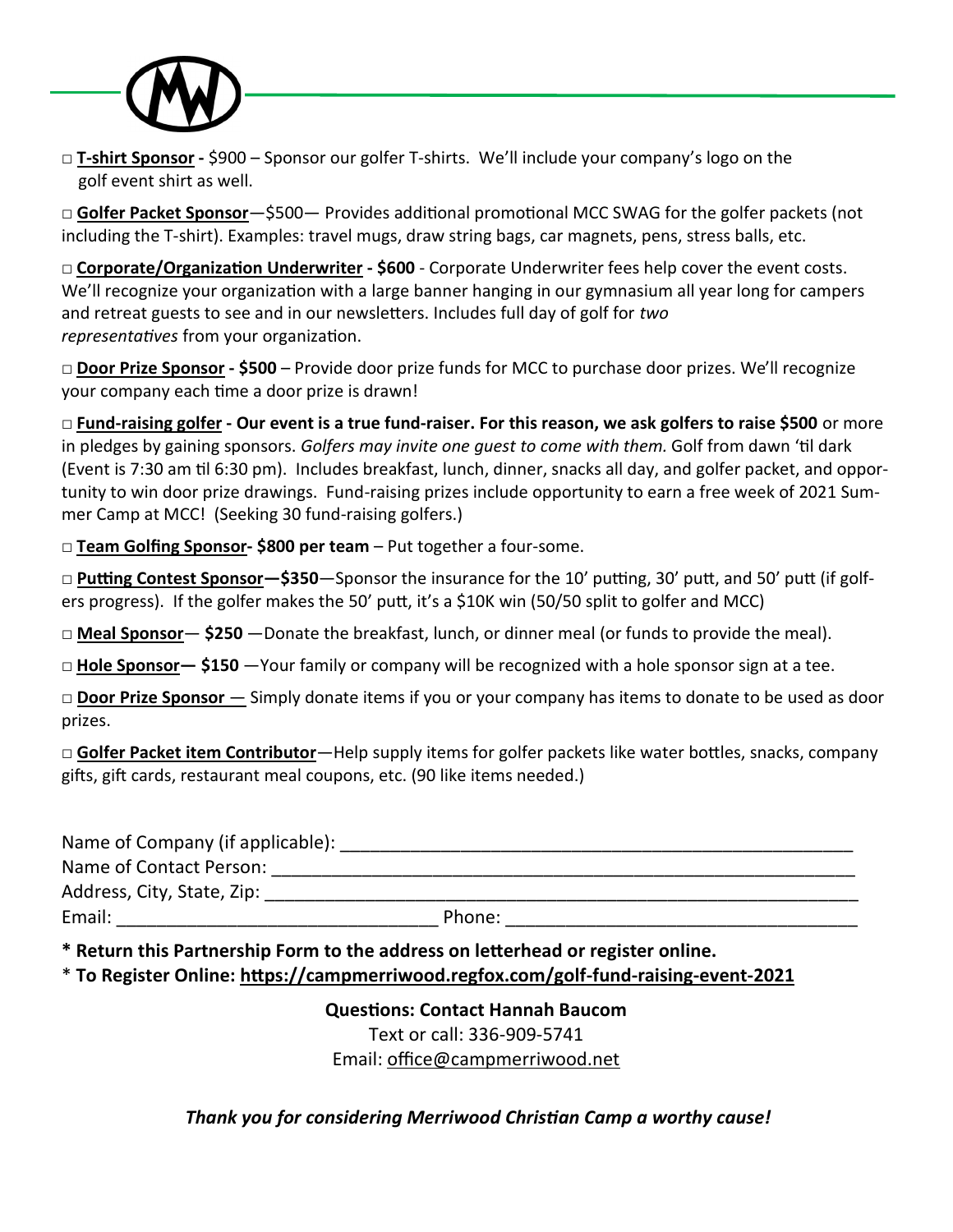□ **<u>T-shirt Sponsor</u> -** $900 – Sponsor our golfer T-shirts. We'll include your company's logo on the golf event shirt as well.

□ **<u>Golfer Packet Sponsor</u>**—$500— Provides additional promotional MCC SWAG for the golfer packets (not including the T-shirt). Examples: travel mugs, draw string bags, car magnets, pens, stress balls, etc.

□ **<u>Corporate/Organization Underwriter</u> - $600** - Corporate Underwriter fees help cover the event costs. We'll recognize your organization with a large banner hanging in our gymnasium all year long for campers and retreat guests to see and in our newsletters. Includes full day of golf for *two representatives* from your organization.

□ **<u>Door Prize Sponsor</u> - $500** – Provide door prize funds for MCC to purchase door prizes. We'll recognize your company each time a door prize is drawn!

□ **<u>Fund-raising golfer</u> - Our event is a true fund-raiser. For this reason, we ask golfers to raise $500** or more in pledges by gaining sponsors. *Golfers may invite one guest to come with them.* Golf from dawn 'til dark (Event is 7:30 am til 6:30 pm). Includes breakfast, lunch, dinner, snacks all day, and golfer packet, and opportunity to win door prize drawings. Fund-raising prizes include opportunity to earn a free week of 2021 Summer Camp at MCC! (Seeking 30 fund-raising golfers.)

□ **<u>Team Golfing Sponsor</u>- $800 per team** – Put together a four-some.

□ **<u>Putting Contest Sponsor</u>—$350**—Sponsor the insurance for the 10' putting, 30' putt, and 50' putt (if golfers progress). If the golfer makes the 50' putt, it's a $10K win (50/50 split to golfer and MCC)

□ **<u>Meal Sponsor</u>**— **$250** —Donate the breakfast, lunch, or dinner meal (or funds to provide the meal).

□ **<u>Hole Sponsor</u>— $150** —Your family or company will be recognized with a hole sponsor sign at a tee.

□ **<u>Door Prize Sponsor</u>** — Simply donate items if you or your company has items to donate to be used as door prizes.

□ **<u>Golfer Packet item Contributor</u>**—Help supply items for golfer packets like water bottles, snacks, company gifts, gift cards, restaurant meal coupons, etc. (90 like items needed.)

Name of Company (if applicable): ____________________________________________________

Name of Contact Person: _________________________________________________________

Address, City, State, Zip: _________________________________________________________

Email: ________________________________ Phone: __________________________________

**\* Return this Partnership Form to the address on letterhead or register online.**

\* **To Register Online: <u>https://campmerriwood.regfox.com/golf-fund-raising-event-2021</u>**

**Questions: Contact Hannah Baucom**

Text or call: 336-909-5741

Email: office@campmerriwood.net

***Thank you for considering Merriwood Christian Camp a worthy cause!***